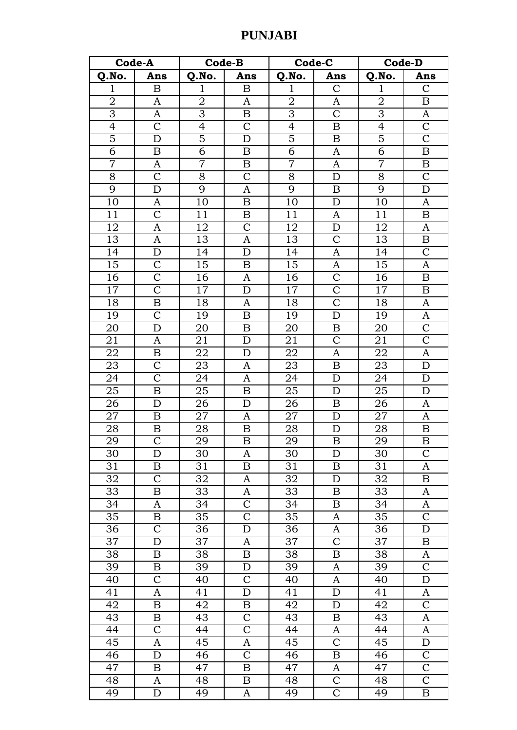# PUNJABI

| Code-A | | Code-B | | Code-C | | Code-D | |
|---|---|---|---|---|---|---|---|
| **Q.No.** | **Ans** | **Q.No.** | **Ans** | **Q.No.** | **Ans** | **Q.No.** | **Ans** |
| 1 | B | 1 | B | 1 | C | 1 | C |
| 2 | A | 2 | A | 2 | A | 2 | B |
| 3 | A | 3 | B | 3 | C | 3 | A |
| 4 | C | 4 | C | 4 | B | 4 | C |
| 5 | D | 5 | D | 5 | B | 5 | C |
| 6 | B | 6 | B | 6 | A | 6 | B |
| 7 | A | 7 | B | 7 | A | 7 | B |
| 8 | C | 8 | C | 8 | D | 8 | C |
| 9 | D | 9 | A | 9 | B | 9 | D |
| 10 | A | 10 | B | 10 | D | 10 | A |
| 11 | C | 11 | B | 11 | A | 11 | B |
| 12 | A | 12 | C | 12 | D | 12 | A |
| 13 | A | 13 | A | 13 | C | 13 | B |
| 14 | D | 14 | D | 14 | A | 14 | C |
| 15 | C | 15 | B | 15 | A | 15 | A |
| 16 | C | 16 | A | 16 | C | 16 | B |
| 17 | C | 17 | D | 17 | C | 17 | B |
| 18 | B | 18 | A | 18 | C | 18 | A |
| 19 | C | 19 | B | 19 | D | 19 | A |
| 20 | D | 20 | B | 20 | B | 20 | C |
| 21 | A | 21 | D | 21 | C | 21 | C |
| 22 | B | 22 | D | 22 | A | 22 | A |
| 23 | C | 23 | A | 23 | B | 23 | D |
| 24 | C | 24 | A | 24 | D | 24 | D |
| 25 | B | 25 | B | 25 | D | 25 | D |
| 26 | D | 26 | D | 26 | B | 26 | A |
| 27 | B | 27 | A | 27 | D | 27 | A |
| 28 | B | 28 | B | 28 | D | 28 | B |
| 29 | C | 29 | B | 29 | B | 29 | B |
| 30 | D | 30 | A | 30 | D | 30 | C |
| 31 | B | 31 | B | 31 | B | 31 | A |
| 32 | C | 32 | A | 32 | D | 32 | B |
| 33 | B | 33 | A | 33 | B | 33 | A |
| 34 | A | 34 | C | 34 | B | 34 | A |
| 35 | B | 35 | C | 35 | A | 35 | C |
| 36 | C | 36 | D | 36 | A | 36 | D |
| 37 | D | 37 | A | 37 | C | 37 | B |
| 38 | B | 38 | B | 38 | B | 38 | A |
| 39 | B | 39 | D | 39 | A | 39 | C |
| 40 | C | 40 | C | 40 | A | 40 | D |
| 41 | A | 41 | D | 41 | D | 41 | A |
| 42 | B | 42 | B | 42 | D | 42 | C |
| 43 | B | 43 | C | 43 | B | 43 | A |
| 44 | C | 44 | C | 44 | A | 44 | A |
| 45 | A | 45 | A | 45 | C | 45 | D |
| 46 | D | 46 | C | 46 | B | 46 | C |
| 47 | B | 47 | B | 47 | A | 47 | C |
| 48 | A | 48 | B | 48 | C | 48 | C |
| 49 | D | 49 | A | 49 | C | 49 | B |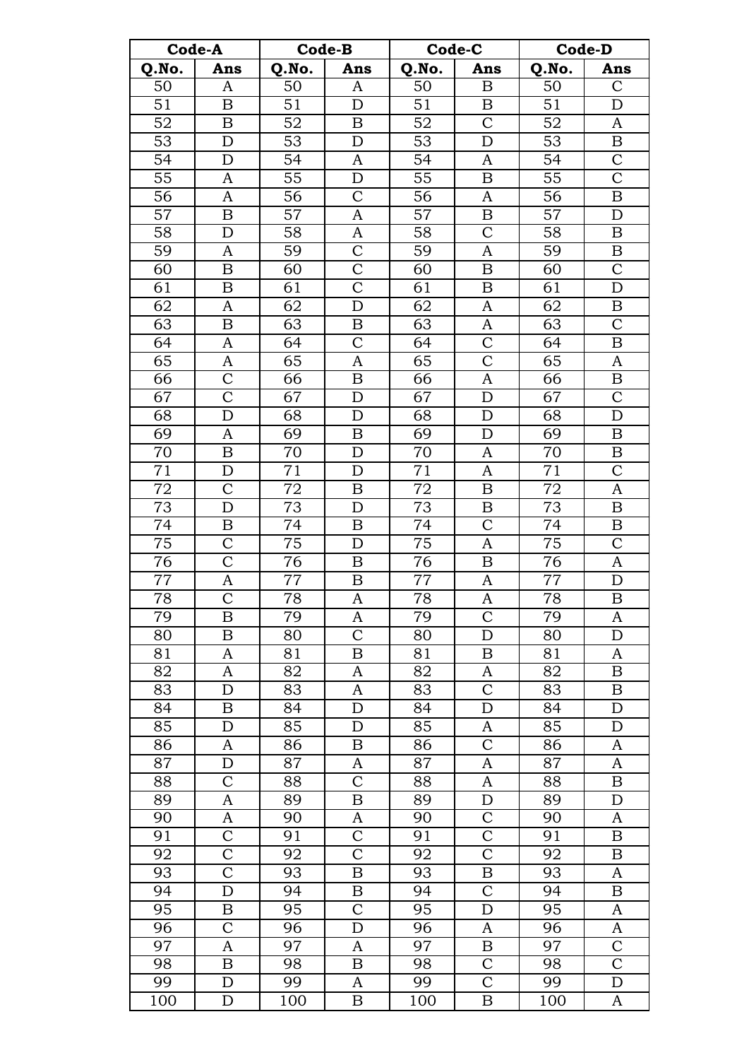| Code-A | | Code-B | | Code-C | | Code-D | |
|---|---|---|---|---|---|---|---|
| **Q.No.** | **Ans** | **Q.No.** | **Ans** | **Q.No.** | **Ans** | **Q.No.** | **Ans** |
| 50 | A | 50 | A | 50 | B | 50 | C |
| 51 | B | 51 | D | 51 | B | 51 | D |
| 52 | B | 52 | B | 52 | C | 52 | A |
| 53 | D | 53 | D | 53 | D | 53 | B |
| 54 | D | 54 | A | 54 | A | 54 | C |
| 55 | A | 55 | D | 55 | B | 55 | C |
| 56 | A | 56 | C | 56 | A | 56 | B |
| 57 | B | 57 | A | 57 | B | 57 | D |
| 58 | D | 58 | A | 58 | C | 58 | B |
| 59 | A | 59 | C | 59 | A | 59 | B |
| 60 | B | 60 | C | 60 | B | 60 | C |
| 61 | B | 61 | C | 61 | B | 61 | D |
| 62 | A | 62 | D | 62 | A | 62 | B |
| 63 | B | 63 | B | 63 | A | 63 | C |
| 64 | A | 64 | C | 64 | C | 64 | B |
| 65 | A | 65 | A | 65 | C | 65 | A |
| 66 | C | 66 | B | 66 | A | 66 | B |
| 67 | C | 67 | D | 67 | D | 67 | C |
| 68 | D | 68 | D | 68 | D | 68 | D |
| 69 | A | 69 | B | 69 | D | 69 | B |
| 70 | B | 70 | D | 70 | A | 70 | B |
| 71 | D | 71 | D | 71 | A | 71 | C |
| 72 | C | 72 | B | 72 | B | 72 | A |
| 73 | D | 73 | D | 73 | B | 73 | B |
| 74 | B | 74 | B | 74 | C | 74 | B |
| 75 | C | 75 | D | 75 | A | 75 | C |
| 76 | C | 76 | B | 76 | B | 76 | A |
| 77 | A | 77 | B | 77 | A | 77 | D |
| 78 | C | 78 | A | 78 | A | 78 | B |
| 79 | B | 79 | A | 79 | C | 79 | A |
| 80 | B | 80 | C | 80 | D | 80 | D |
| 81 | A | 81 | B | 81 | B | 81 | A |
| 82 | A | 82 | A | 82 | A | 82 | B |
| 83 | D | 83 | A | 83 | C | 83 | B |
| 84 | B | 84 | D | 84 | D | 84 | D |
| 85 | D | 85 | D | 85 | A | 85 | D |
| 86 | A | 86 | B | 86 | C | 86 | A |
| 87 | D | 87 | A | 87 | A | 87 | A |
| 88 | C | 88 | C | 88 | A | 88 | B |
| 89 | A | 89 | B | 89 | D | 89 | D |
| 90 | A | 90 | A | 90 | C | 90 | A |
| 91 | C | 91 | C | 91 | C | 91 | B |
| 92 | C | 92 | C | 92 | C | 92 | B |
| 93 | C | 93 | B | 93 | B | 93 | A |
| 94 | D | 94 | B | 94 | C | 94 | B |
| 95 | B | 95 | C | 95 | D | 95 | A |
| 96 | C | 96 | D | 96 | A | 96 | A |
| 97 | A | 97 | A | 97 | B | 97 | C |
| 98 | B | 98 | B | 98 | C | 98 | C |
| 99 | D | 99 | A | 99 | C | 99 | D |
| 100 | D | 100 | B | 100 | B | 100 | A |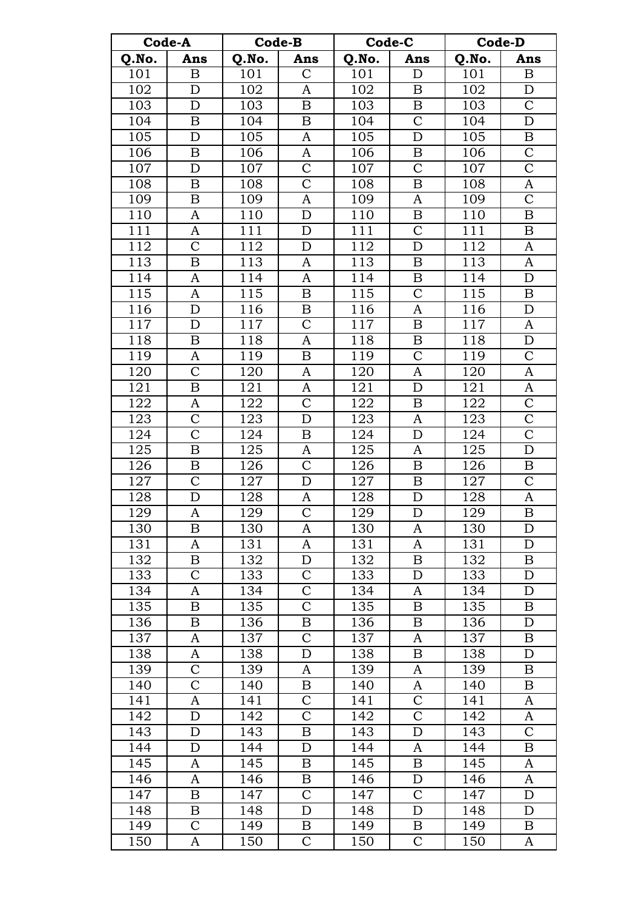| Code-A | | Code-B | | Code-C | | Code-D | |
|---|---|---|---|---|---|---|---|
| **Q.No.** | **Ans** | **Q.No.** | **Ans** | **Q.No.** | **Ans** | **Q.No.** | **Ans** |
| 101 | B | 101 | C | 101 | D | 101 | B |
| 102 | D | 102 | A | 102 | B | 102 | D |
| 103 | D | 103 | B | 103 | B | 103 | C |
| 104 | B | 104 | B | 104 | C | 104 | D |
| 105 | D | 105 | A | 105 | D | 105 | B |
| 106 | B | 106 | A | 106 | B | 106 | C |
| 107 | D | 107 | C | 107 | C | 107 | C |
| 108 | B | 108 | C | 108 | B | 108 | A |
| 109 | B | 109 | A | 109 | A | 109 | C |
| 110 | A | 110 | D | 110 | B | 110 | B |
| 111 | A | 111 | D | 111 | C | 111 | B |
| 112 | C | 112 | D | 112 | D | 112 | A |
| 113 | B | 113 | A | 113 | B | 113 | A |
| 114 | A | 114 | A | 114 | B | 114 | D |
| 115 | A | 115 | B | 115 | C | 115 | B |
| 116 | D | 116 | B | 116 | A | 116 | D |
| 117 | D | 117 | C | 117 | B | 117 | A |
| 118 | B | 118 | A | 118 | B | 118 | D |
| 119 | A | 119 | B | 119 | C | 119 | C |
| 120 | C | 120 | A | 120 | A | 120 | A |
| 121 | B | 121 | A | 121 | D | 121 | A |
| 122 | A | 122 | C | 122 | B | 122 | C |
| 123 | C | 123 | D | 123 | A | 123 | C |
| 124 | C | 124 | B | 124 | D | 124 | C |
| 125 | B | 125 | A | 125 | A | 125 | D |
| 126 | B | 126 | C | 126 | B | 126 | B |
| 127 | C | 127 | D | 127 | B | 127 | C |
| 128 | D | 128 | A | 128 | D | 128 | A |
| 129 | A | 129 | C | 129 | D | 129 | B |
| 130 | B | 130 | A | 130 | A | 130 | D |
| 131 | A | 131 | A | 131 | A | 131 | D |
| 132 | B | 132 | D | 132 | B | 132 | B |
| 133 | C | 133 | C | 133 | D | 133 | D |
| 134 | A | 134 | C | 134 | A | 134 | D |
| 135 | B | 135 | C | 135 | B | 135 | B |
| 136 | B | 136 | B | 136 | B | 136 | D |
| 137 | A | 137 | C | 137 | A | 137 | B |
| 138 | A | 138 | D | 138 | B | 138 | D |
| 139 | C | 139 | A | 139 | A | 139 | B |
| 140 | C | 140 | B | 140 | A | 140 | B |
| 141 | A | 141 | C | 141 | C | 141 | A |
| 142 | D | 142 | C | 142 | C | 142 | A |
| 143 | D | 143 | B | 143 | D | 143 | C |
| 144 | D | 144 | D | 144 | A | 144 | B |
| 145 | A | 145 | B | 145 | B | 145 | A |
| 146 | A | 146 | B | 146 | D | 146 | A |
| 147 | B | 147 | C | 147 | C | 147 | D |
| 148 | B | 148 | D | 148 | D | 148 | D |
| 149 | C | 149 | B | 149 | B | 149 | B |
| 150 | A | 150 | C | 150 | C | 150 | A |